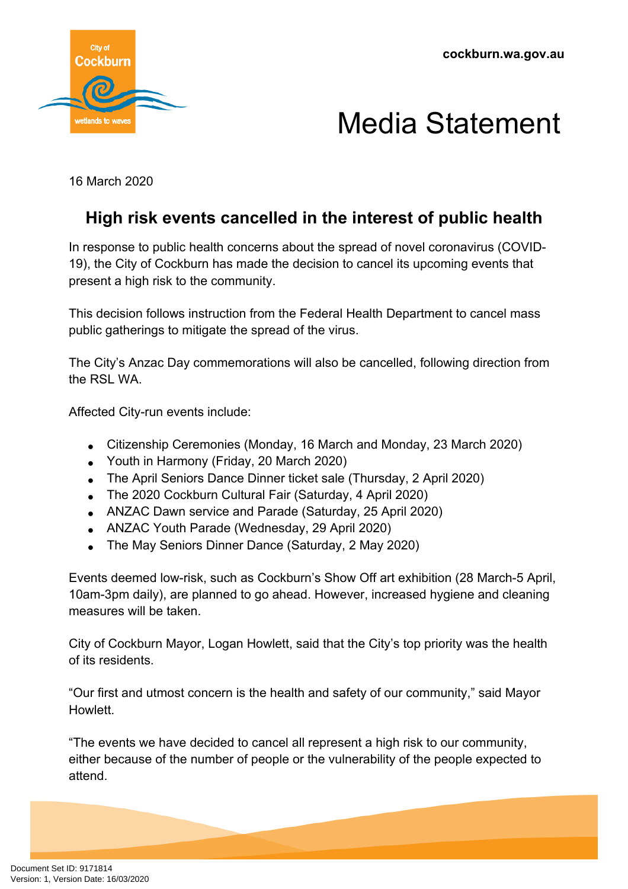cockburn.wa.gov.au

# Media Statement

16 March 2020

## High risk events cancelled in the interest of public health

In response to public health concerns about the spread of novel coronavirus (COVID-19), the City of Cockburn has made the decision to cancel its upcoming events that present a high risk to the community.

This decision follows instruction from the Federal Health Department to cancel mass public gatherings to mitigate the spread of the virus.

The City's Anzac Day commemorations will also be cancelled, following direction from the RSL WA.

Affected City-run events include:

- Citizenship Ceremonies (Monday, 16 March and Monday, 23 March 2020)
- Youth in Harmony (Friday, 20 March 2020)
- The April Seniors Dance Dinner ticket sale (Thursday, 2 April 2020)
- The 2020 Cockburn Cultural Fair (Saturday, 4 April 2020)
- ANZAC Dawn service and Parade (Saturday, 25 April 2020)
- ANZAC Youth Parade (Wednesday, 29 April 2020)
- The May Seniors Dinner Dance (Saturday, 2 May 2020)

Events deemed low-risk, such as Cockburn's Show Off art exhibition (28 March-5 April, 10am-3pm daily), are planned to go ahead. However, increased hygiene and cleaning measures will be taken.

City of Cockburn Mayor, Logan Howlett, said that the City's top priority was the health of its residents.

"Our first and utmost concern is the health and safety of our community," said Mayor Howlett.

"The events we have decided to cancel all represent a high risk to our community, either because of the number of people or the vulnerability of the people expected to attend.

Document Set ID: 9171814
Version: 1, Version Date: 16/03/2020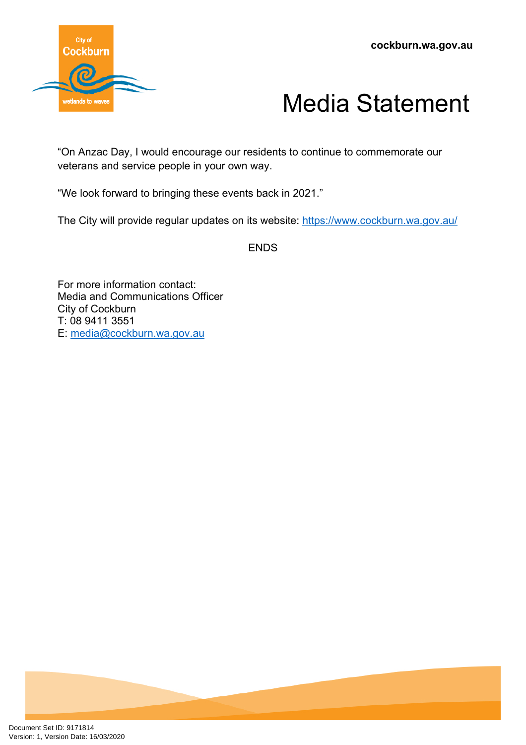# Media Statement

"On Anzac Day, I would encourage our residents to continue to commemorate our veterans and service people in your own way.

"We look forward to bringing these events back in 2021."

The City will provide regular updates on its website: https://www.cockburn.wa.gov.au/

ENDS

For more information contact:
Media and Communications Officer
City of Cockburn
T: 08 9411 3551
E: media@cockburn.wa.gov.au